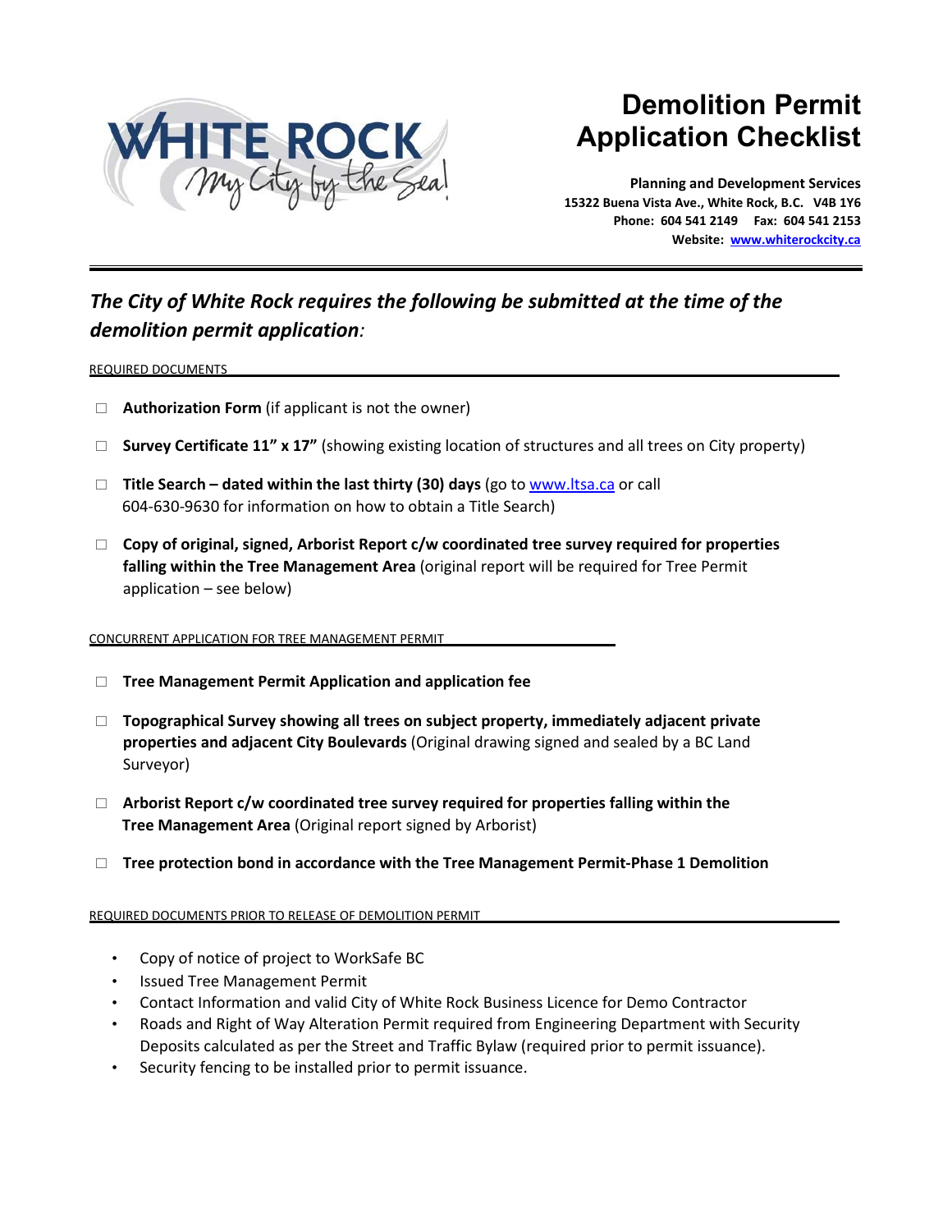# Demolition Permit Application Checklist

**Planning and Development Services**
**15322 Buena Vista Ave., White Rock, B.C. V4B 1Y6**
**Phone: 604 541 2149 Fax: 604 541 2153**
**Website: [www.whiterockcity.ca](http://www.whiterockcity.ca)**

***The City of White Rock requires the following be submitted at the time of the demolition permit application:***

REQUIRED DOCUMENTS

- ☐ **Authorization Form** (if applicant is not the owner)
- ☐ **Survey Certificate 11" x 17"** (showing existing location of structures and all trees on City property)
- ☐ **Title Search – dated within the last thirty (30) days** (go to [www.ltsa.ca](http://www.ltsa.ca) or call 604-630-9630 for information on how to obtain a Title Search)
- ☐ **Copy of original, signed, Arborist Report c/w coordinated tree survey required for properties falling within the Tree Management Area** (original report will be required for Tree Permit application – see below)

CONCURRENT APPLICATION FOR TREE MANAGEMENT PERMIT

- ☐ **Tree Management Permit Application and application fee**
- ☐ **Topographical Survey showing all trees on subject property, immediately adjacent private properties and adjacent City Boulevards** (Original drawing signed and sealed by a BC Land Surveyor)
- ☐ **Arborist Report c/w coordinated tree survey required for properties falling within the Tree Management Area** (Original report signed by Arborist)
- ☐ **Tree protection bond in accordance with the Tree Management Permit-Phase 1 Demolition**

REQUIRED DOCUMENTS PRIOR TO RELEASE OF DEMOLITION PERMIT

- Copy of notice of project to WorkSafe BC
- Issued Tree Management Permit
- Contact Information and valid City of White Rock Business Licence for Demo Contractor
- Roads and Right of Way Alteration Permit required from Engineering Department with Security Deposits calculated as per the Street and Traffic Bylaw (required prior to permit issuance).
- Security fencing to be installed prior to permit issuance.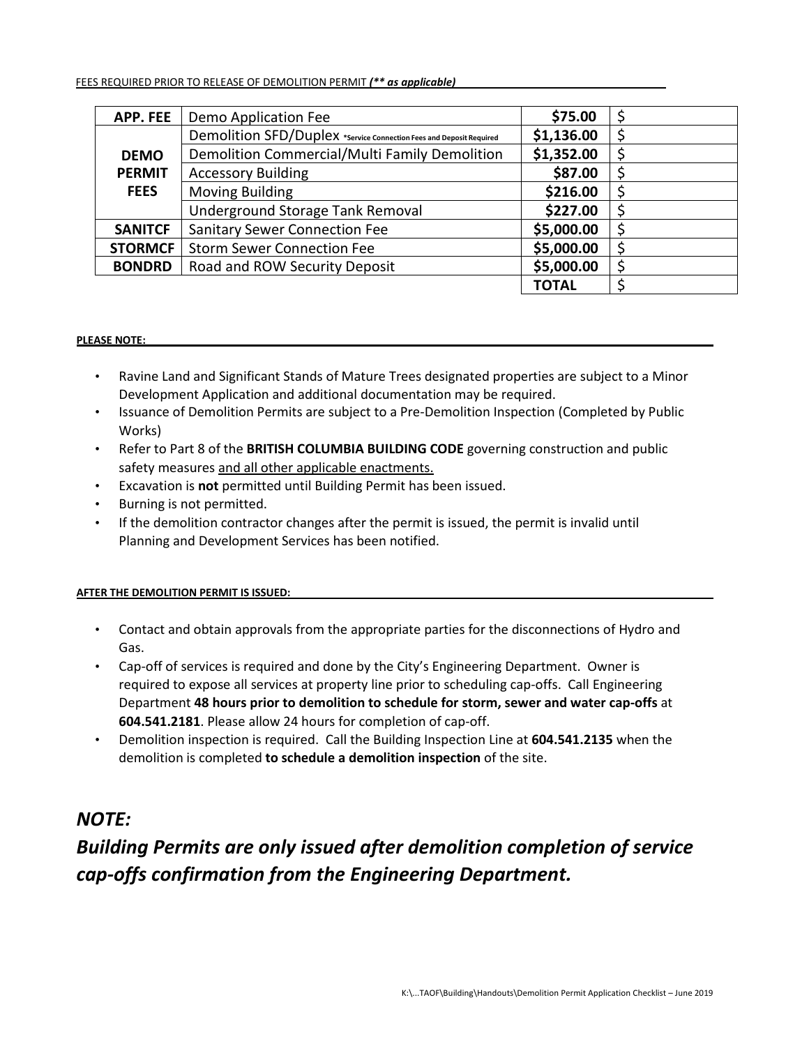FEES REQUIRED PRIOR TO RELEASE OF DEMOLITION PERMIT ***(\*\* as applicable)***

| | | | |
|---|---|---|---|
| **APP. FEE** | Demo Application Fee | **$75.00** | $ |
| **DEMO PERMIT FEES** | Demolition SFD/Duplex *Service Connection Fees and Deposit Required | **$1,136.00** | $ |
| | Demolition Commercial/Multi Family Demolition | **$1,352.00** | $ |
| | Accessory Building | **$87.00** | $ |
| | Moving Building | **$216.00** | $ |
| | Underground Storage Tank Removal | **$227.00** | $ |
| **SANITCF** | Sanitary Sewer Connection Fee | **$5,000.00** | $ |
| **STORMCF** | Storm Sewer Connection Fee | **$5,000.00** | $ |
| **BONDRD** | Road and ROW Security Deposit | **$5,000.00** | $ |
| | | **TOTAL** | $ |

**PLEASE NOTE:**

- Ravine Land and Significant Stands of Mature Trees designated properties are subject to a Minor Development Application and additional documentation may be required.
- Issuance of Demolition Permits are subject to a Pre-Demolition Inspection (Completed by Public Works)
- Refer to Part 8 of the **BRITISH COLUMBIA BUILDING CODE** governing construction and public safety measures and all other applicable enactments.
- Excavation is **not** permitted until Building Permit has been issued.
- Burning is not permitted.
- If the demolition contractor changes after the permit is issued, the permit is invalid until Planning and Development Services has been notified.

**AFTER THE DEMOLITION PERMIT IS ISSUED:**

- Contact and obtain approvals from the appropriate parties for the disconnections of Hydro and Gas.
- Cap-off of services is required and done by the City's Engineering Department. Owner is required to expose all services at property line prior to scheduling cap-offs. Call Engineering Department **48 hours prior to demolition to schedule for storm, sewer and water cap-offs** at **604.541.2181**. Please allow 24 hours for completion of cap-off.
- Demolition inspection is required. Call the Building Inspection Line at **604.541.2135** when the demolition is completed **to schedule a demolition inspection** of the site.

## ***NOTE:***

## ***Building Permits are only issued after demolition completion of service cap-offs confirmation from the Engineering Department.***

K:\...TAOF\Building\Handouts\Demolition Permit Application Checklist – June 2019